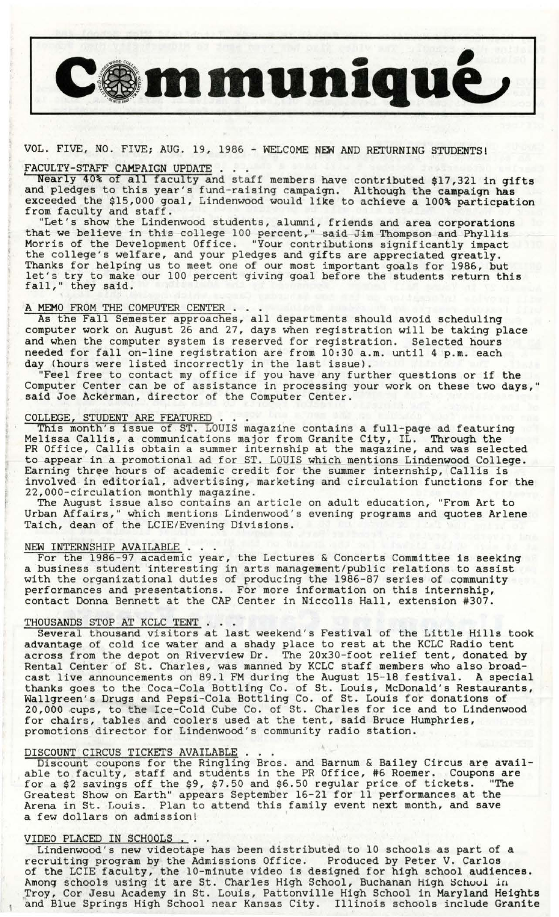# Communiqué

VOL. FIVE, NO. FIVE; AUG. 19, 1986 - WELCOME NEW AND RETURNING STUDENTS!

## FACULTY-STAFF CAMPAIGN UPDATE . . .

Nearly 40% of all faculty and staff members have contributed $17,321 in gifts and pledges to this year's fund-raising campaign. Although the campaign has exceeded the $15,000 goal, Lindenwood would like to achieve a 100% particpation from faculty and staff.

"Let's show the Lindenwood students, alumni, friends and area corporations that we believe in this college 100 percent," said Jim Thompson and Phyllis Morris of the Development Office. "Your contributions significantly impact the college's welfare, and your pledges and gifts are appreciated greatly. Thanks for helping us to meet one of our most important goals for 1986, but let's try to make our 100 percent giving goal before the students return this fall," they said.

## A MEMO FROM THE COMPUTER CENTER . . .

As the Fall Semester approaches, all departments should avoid scheduling computer work on August 26 and 27, days when registration will be taking place and when the computer system is reserved for registration. Selected hours needed for fall on-line registration are from 10:30 a.m. until 4 p.m. each day (hours were listed incorrectly in the last issue).

"Feel free to contact my office if you have any further questions or if the Computer Center can be of assistance in processing your work on these two days," said Joe Ackerman, director of the Computer Center.

## COLLEGE, STUDENT ARE FEATURED . . .

This month's issue of ST. LOUIS magazine contains a full-page ad featuring Melissa Callis, a communications major from Granite City, IL. Through the PR Office, Callis obtain a summer internship at the magazine, and was selected to appear in a promotional ad for ST. LOUIS which mentions Lindenwood College. Earning three hours of academic credit for the summer internship, Callis is involved in editorial, advertising, marketing and circulation functions for the 22,000-circulation monthly magazine.

The August issue also contains an article on adult education, "From Art to Urban Affairs," which mentions Lindenwood's evening programs and quotes Arlene Taich, dean of the LCIE/Evening Divisions.

## NEW INTERNSHIP AVAILABLE . . .

For the 1986-97 academic year, the Lectures & Concerts Committee is seeking a business student interesting in arts management/public relations to assist with the organizational duties of producing the 1986-87 series of community performances and presentations. For more information on this internship, contact Donna Bennett at the CAP Center in Niccolls Hall, extension #307.

## THOUSANDS STOP AT KCLC TENT . . .

Several thousand visitors at last weekend's Festival of the Little Hills took advantage of cold ice water and a shady place to rest at the KCLC Radio tent across from the depot on Riverview Dr. The 20x30-foot relief tent, donated by Rental Center of St. Charles, was manned by KCLC staff members who also broadcast live announcements on 89.1 FM during the August 15-18 festival. A special thanks goes to the Coca-Cola Bottling Co. of St. Louis, McDonald's Restaurants, Wallgreen's Drugs and Pepsi-Cola Bottling Co. of St. Louis for donations of 20,000 cups, to the Ice-Cold Cube Co. of St. Charles for ice and to Lindenwood for chairs, tables and coolers used at the tent, said Bruce Humphries, promotions director for Lindenwood's community radio station.

## DISCOUNT CIRCUS TICKETS AVAILABLE . . .

Discount coupons for the Ringling Bros. and Barnum & Bailey Circus are available to faculty, staff and students in the PR Office, #6 Roemer. Coupons are for a $2 savings off the $9, $7.50 and $6.50 regular price of tickets. "The Greatest Show on Earth" appears September 16-21 for 11 performances at the Arena in St. Louis. Plan to attend this family event next month, and save a few dollars on admission!

## VIDEO PLACED IN SCHOOLS . . .

Lindenwood's new videotape has been distributed to 10 schools as part of a recruiting program by the Admissions Office. Produced by Peter V. Carlos of the LCIE faculty, the 10-minute video is designed for high school audiences. Among schools using it are St. Charles High School, Buchanan High School in Troy, Cor Jesu Academy in St. Louis, Pattonville High School in Maryland Heights and Blue Springs High School near Kansas City. Illinois schools include Granite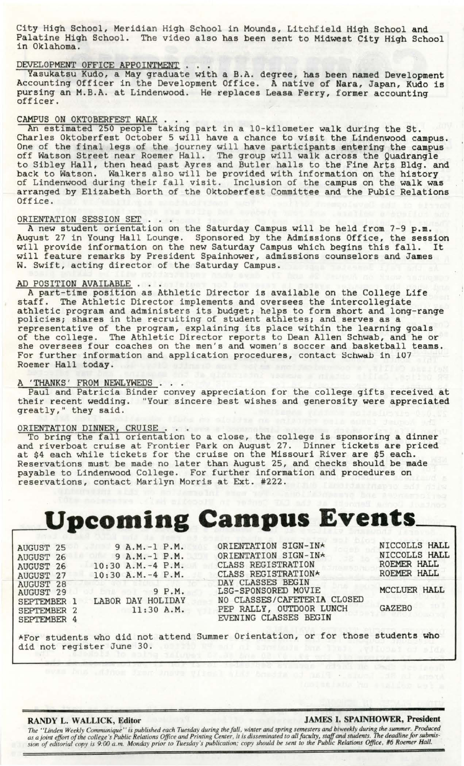City High School, Meridian High School in Mounds, Litchfield High School and Palatine High School. The video also has been sent to Midwest City High School in Oklahoma.

DEVELOPMENT OFFICE APPOINTMENT . . .

Yasukatsu Kudo, a May graduate with a B.A. degree, has been named Development Accounting Officer in the Development Office. A native of Nara, Japan, Kudo is pursing an M.B.A. at Lindenwood. He replaces Leasa Ferry, former accounting officer.

CAMPUS ON OKTOBERFEST WALK . . .

An estimated 250 people taking part in a 10-kilometer walk during the St. Charles Oktoberfest October 5 will have a chance to visit the Lindenwood campus. One of the final legs of the journey will have participants entering the campus off Watson Street near Roemer Hall. The group will walk across the Quadrangle to Sibley Hall, then head past Ayres and Butler halls to the Fine Arts Bldg. and back to Watson. Walkers also will be provided with information on the history of Lindenwood during their fall visit. Inclusion of the campus on the walk was arranged by Elizabeth Borth of the Oktoberfest Committee and the Pubic Relations Office.

ORIENTATION SESSION SET . . .

A new student orientation on the Saturday Campus will be held from 7-9 p.m. August 27 in Young Hall Lounge. Sponsored by the Admissions Office, the session will provide information on the new Saturday Campus which begins this fall. It will feature remarks by President Spainhower, admissions counselors and James W. Swift, acting director of the Saturday Campus.

AD POSITION AVAILABLE . . .

A part-time position as Athletic Director is available on the College Life staff. The Athletic Director implements and oversees the intercollegiate athletic program and administers its budget; helps to form short and long-range policies; shares in the recruiting of student athletes; and serves as a representative of the program, explaining its place within the learning goals of the college. The Athletic Director reports to Dean Allen Schwab, and he or she oversees four coaches on the men's and women's soccer and basketball teams. For further information and application procedures, contact Schwab in 107 Roemer Hall today.

A 'THANKS' FROM NEWLYWEDS . . .

Paul and Patricia Binder convey appreciation for the college gifts received at their recent wedding. "Your sincere best wishes and generosity were appreciated greatly," they said.

ORIENTATION DINNER, CRUISE . . .

To bring the fall orientation to a close, the college is sponsoring a dinner and riverboat cruise at Frontier Park on August 27. Dinner tickets are priced at $4 each while tickets for the cruise on the Missouri River are $5 each. Reservations must be made no later than August 25, and checks should be made payable to Lindenwood College. For further information and procedures on reservations, contact Marilyn Morris at Ext. #222.

# Upcoming Campus Events

| | | | |
|---|---|---|---|
| AUGUST 25 | 9 A.M.-1 P.M. | ORIENTATION SIGN-IN* | NICCOLLS HALL |
| AUGUST 26 | 9 A.M.-1 P.M. | ORIENTATION SIGN-IN* | NICCOLLS HALL |
| AUGUST 26 | 10:30 A.M.-4 P.M. | CLASS REGISTRATION | ROEMER HALL |
| AUGUST 27 | 10:30 A.M.-4 P.M. | CLASS REGISTRATION* | ROEMER HALL |
| AUGUST 28 | | DAY CLASSES BEGIN | |
| AUGUST 29 | 9 P.M. | LSG-SPONSORED MOVIE | MCCLUER HALL |
| SEPTEMBER 1 | LABOR DAY HOLIDAY | NO CLASSES/CAFETERIA CLOSED | |
| SEPTEMBER 2 | 11:30 A.M. | PEP RALLY, OUTDOOR LUNCH | GAZEBO |
| SEPTEMBER 4 | | EVENING CLASSES BEGIN | |

*For students who did not attend Summer Orientation, or for those students who did not register June 30.

**RANDY L. WALLICK, Editor** **JAMES I. SPAINHOWER, President**

*The "Linden Weekly Communique" is published each Tuesday during the fall, winter and spring semesters and biweekly during the summer. Produced as a joint effort of the college's Public Relations Office and Printing Center, it is disseminated to all faculty, staff and students. The deadline for submission of editorial copy is 9:00 a.m. Monday prior to Tuesday's publication; copy should be sent to the Public Relations Office, #6 Roemer Hall.*